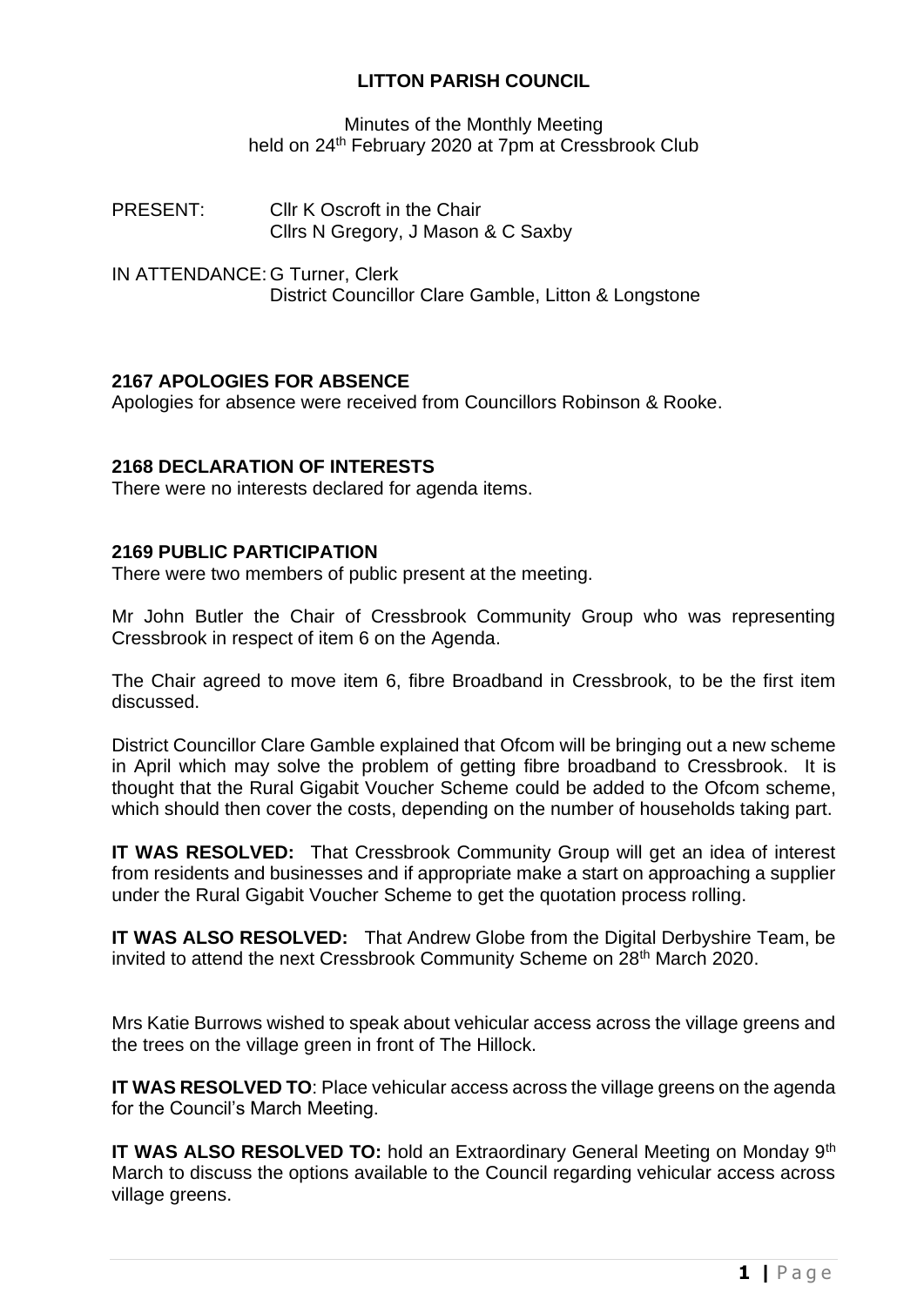# LITTON PARISH COUNCIL

Minutes of the Monthly Meeting
held on 24th February 2020 at 7pm at Cressbrook Club

PRESENT: Cllr K Oscroft in the Chair
Cllrs N Gregory, J Mason & C Saxby

IN ATTENDANCE: G Turner, Clerk
District Councillor Clare Gamble, Litton & Longstone

## 2167 APOLOGIES FOR ABSENCE

Apologies for absence were received from Councillors Robinson & Rooke.

## 2168 DECLARATION OF INTERESTS

There were no interests declared for agenda items.

## 2169 PUBLIC PARTICIPATION

There were two members of public present at the meeting.

Mr John Butler the Chair of Cressbrook Community Group who was representing Cressbrook in respect of item 6 on the Agenda.

The Chair agreed to move item 6, fibre Broadband in Cressbrook, to be the first item discussed.

District Councillor Clare Gamble explained that Ofcom will be bringing out a new scheme in April which may solve the problem of getting fibre broadband to Cressbrook. It is thought that the Rural Gigabit Voucher Scheme could be added to the Ofcom scheme, which should then cover the costs, depending on the number of households taking part.

**IT WAS RESOLVED:** That Cressbrook Community Group will get an idea of interest from residents and businesses and if appropriate make a start on approaching a supplier under the Rural Gigabit Voucher Scheme to get the quotation process rolling.

**IT WAS ALSO RESOLVED:** That Andrew Globe from the Digital Derbyshire Team, be invited to attend the next Cressbrook Community Scheme on 28th March 2020.

Mrs Katie Burrows wished to speak about vehicular access across the village greens and the trees on the village green in front of The Hillock.

**IT WAS RESOLVED TO**: Place vehicular access across the village greens on the agenda for the Council's March Meeting.

**IT WAS ALSO RESOLVED TO:** hold an Extraordinary General Meeting on Monday 9th March to discuss the options available to the Council regarding vehicular access across village greens.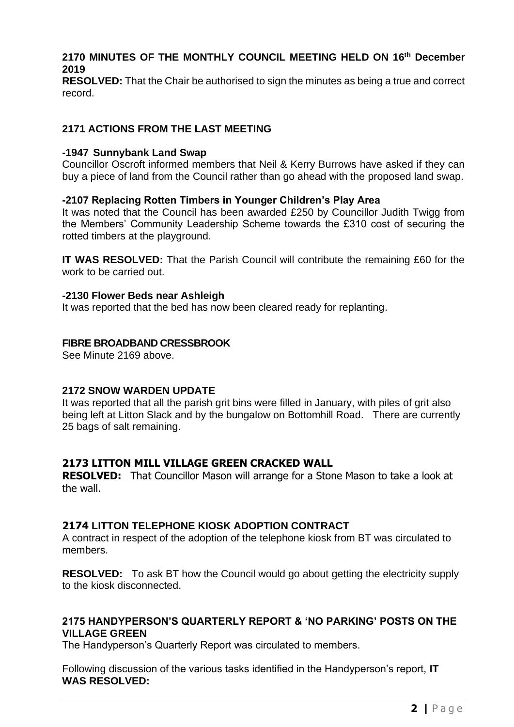**2170 MINUTES OF THE MONTHLY COUNCIL MEETING HELD ON 16th December 2019**

**RESOLVED:** That the Chair be authorised to sign the minutes as being a true and correct record.

**2171 ACTIONS FROM THE LAST MEETING**

**-1947 Sunnybank Land Swap**

Councillor Oscroft informed members that Neil & Kerry Burrows have asked if they can buy a piece of land from the Council rather than go ahead with the proposed land swap.

**-2107 Replacing Rotten Timbers in Younger Children's Play Area**

It was noted that the Council has been awarded £250 by Councillor Judith Twigg from the Members' Community Leadership Scheme towards the £310 cost of securing the rotted timbers at the playground.

**IT WAS RESOLVED:** That the Parish Council will contribute the remaining £60 for the work to be carried out.

**-2130 Flower Beds near Ashleigh**

It was reported that the bed has now been cleared ready for replanting.

**FIBRE BROADBAND CRESSBROOK**

See Minute 2169 above.

**2172 SNOW WARDEN UPDATE**

It was reported that all the parish grit bins were filled in January, with piles of grit also being left at Litton Slack and by the bungalow on Bottomhill Road. There are currently 25 bags of salt remaining.

**2173 LITTON MILL VILLAGE GREEN CRACKED WALL**

**RESOLVED:** That Councillor Mason will arrange for a Stone Mason to take a look at the wall.

**2174 LITTON TELEPHONE KIOSK ADOPTION CONTRACT**

A contract in respect of the adoption of the telephone kiosk from BT was circulated to members.

**RESOLVED:** To ask BT how the Council would go about getting the electricity supply to the kiosk disconnected.

**2175 HANDYPERSON'S QUARTERLY REPORT & 'NO PARKING' POSTS ON THE VILLAGE GREEN**

The Handyperson's Quarterly Report was circulated to members.

Following discussion of the various tasks identified in the Handyperson's report, **IT WAS RESOLVED:**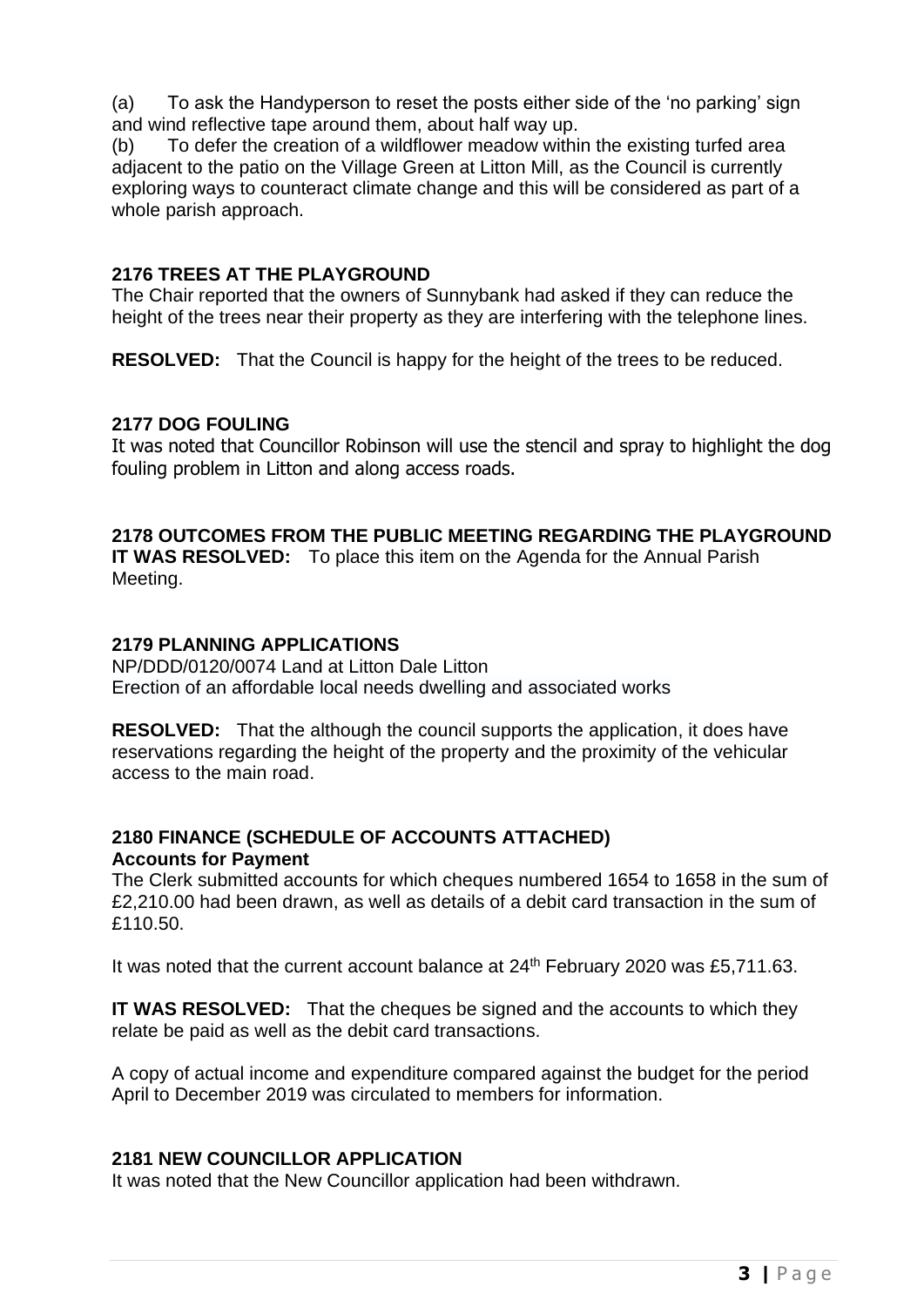(a) To ask the Handyperson to reset the posts either side of the 'no parking' sign and wind reflective tape around them, about half way up.
(b) To defer the creation of a wildflower meadow within the existing turfed area adjacent to the patio on the Village Green at Litton Mill, as the Council is currently exploring ways to counteract climate change and this will be considered as part of a whole parish approach.

**2176 TREES AT THE PLAYGROUND**

The Chair reported that the owners of Sunnybank had asked if they can reduce the height of the trees near their property as they are interfering with the telephone lines.

**RESOLVED:** That the Council is happy for the height of the trees to be reduced.

**2177 DOG FOULING**

It was noted that Councillor Robinson will use the stencil and spray to highlight the dog fouling problem in Litton and along access roads.

**2178 OUTCOMES FROM THE PUBLIC MEETING REGARDING THE PLAYGROUND**

**IT WAS RESOLVED:** To place this item on the Agenda for the Annual Parish Meeting.

**2179 PLANNING APPLICATIONS**

NP/DDD/0120/0074 Land at Litton Dale Litton
Erection of an affordable local needs dwelling and associated works

**RESOLVED:** That the although the council supports the application, it does have reservations regarding the height of the property and the proximity of the vehicular access to the main road.

**2180 FINANCE (SCHEDULE OF ACCOUNTS ATTACHED)**

**Accounts for Payment**

The Clerk submitted accounts for which cheques numbered 1654 to 1658 in the sum of £2,210.00 had been drawn, as well as details of a debit card transaction in the sum of £110.50.

It was noted that the current account balance at 24th February 2020 was £5,711.63.

**IT WAS RESOLVED:** That the cheques be signed and the accounts to which they relate be paid as well as the debit card transactions.

A copy of actual income and expenditure compared against the budget for the period April to December 2019 was circulated to members for information.

**2181 NEW COUNCILLOR APPLICATION**

It was noted that the New Councillor application had been withdrawn.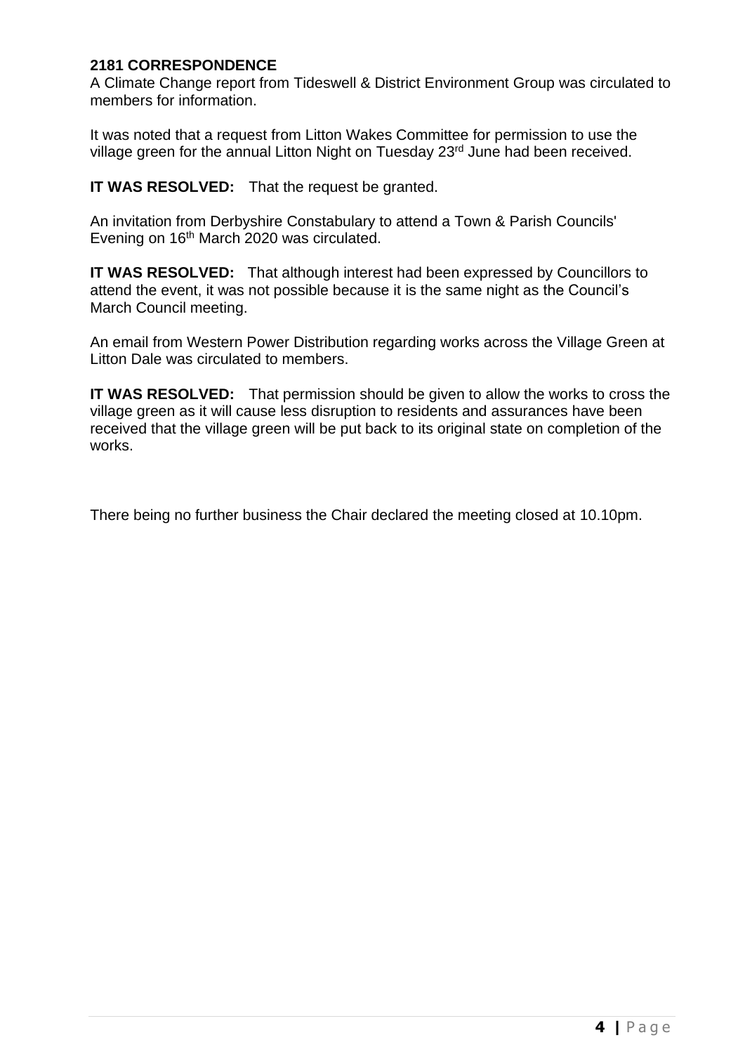**2181 CORRESPONDENCE**

A Climate Change report from Tideswell & District Environment Group was circulated to members for information.

It was noted that a request from Litton Wakes Committee for permission to use the village green for the annual Litton Night on Tuesday 23rd June had been received.

**IT WAS RESOLVED:** That the request be granted.

An invitation from Derbyshire Constabulary to attend a Town & Parish Councils' Evening on 16th March 2020 was circulated.

**IT WAS RESOLVED:** That although interest had been expressed by Councillors to attend the event, it was not possible because it is the same night as the Council's March Council meeting.

An email from Western Power Distribution regarding works across the Village Green at Litton Dale was circulated to members.

**IT WAS RESOLVED:** That permission should be given to allow the works to cross the village green as it will cause less disruption to residents and assurances have been received that the village green will be put back to its original state on completion of the works.

There being no further business the Chair declared the meeting closed at 10.10pm.